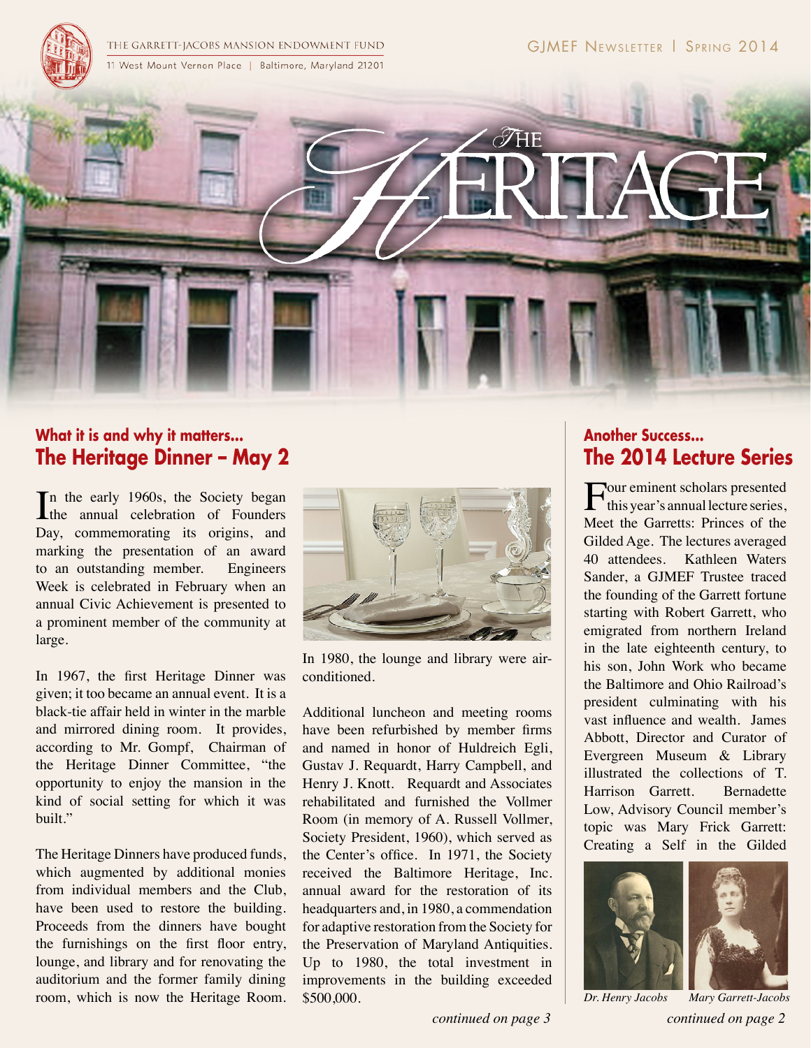THE GARRETT-JACOBS MANSION ENDOWMENT FUND
11 West Mount Vernon Place | Baltimore, Maryland 21201

GJMEF Newsletter | Spring 2014

# The Heritage

### What it is and why it matters...
## The Heritage Dinner – May 2

In the early 1960s, the Society began the annual celebration of Founders Day, commemorating its origins, and marking the presentation of an award to an outstanding member. Engineers Week is celebrated in February when an annual Civic Achievement is presented to a prominent member of the community at large.

In 1967, the first Heritage Dinner was given; it too became an annual event. It is a black-tie affair held in winter in the marble and mirrored dining room. It provides, according to Mr. Gompf, Chairman of the Heritage Dinner Committee, "the opportunity to enjoy the mansion in the kind of social setting for which it was built."

The Heritage Dinners have produced funds, which augmented by additional monies from individual members and the Club, have been used to restore the building. Proceeds from the dinners have bought the furnishings on the first floor entry, lounge, and library and for renovating the auditorium and the former family dining room, which is now the Heritage Room. In 1980, the lounge and library were air-conditioned.

Additional luncheon and meeting rooms have been refurbished by member firms and named in honor of Huldreich Egli, Gustav J. Requardt, Harry Campbell, and Henry J. Knott. Requardt and Associates rehabilitated and furnished the Vollmer Room (in memory of A. Russell Vollmer, Society President, 1960), which served as the Center's office. In 1971, the Society received the Baltimore Heritage, Inc. annual award for the restoration of its headquarters and, in 1980, a commendation for adaptive restoration from the Society for the Preservation of Maryland Antiquities. Up to 1980, the total investment in improvements in the building exceeded $500,000.

*continued on page 3*

### Another Success...
## The 2014 Lecture Series

Four eminent scholars presented this year's annual lecture series, Meet the Garretts: Princes of the Gilded Age. The lectures averaged 40 attendees. Kathleen Waters Sander, a GJMEF Trustee traced the founding of the Garrett fortune starting with Robert Garrett, who emigrated from northern Ireland in the late eighteenth century, to his son, John Work who became the Baltimore and Ohio Railroad's president culminating with his vast influence and wealth. James Abbott, Director and Curator of Evergreen Museum & Library illustrated the collections of T. Harrison Garrett. Bernadette Low, Advisory Council member's topic was Mary Frick Garrett: Creating a Self in the Gilded

*Dr. Henry Jacobs* *Mary Garrett-Jacobs*

*continued on page 2*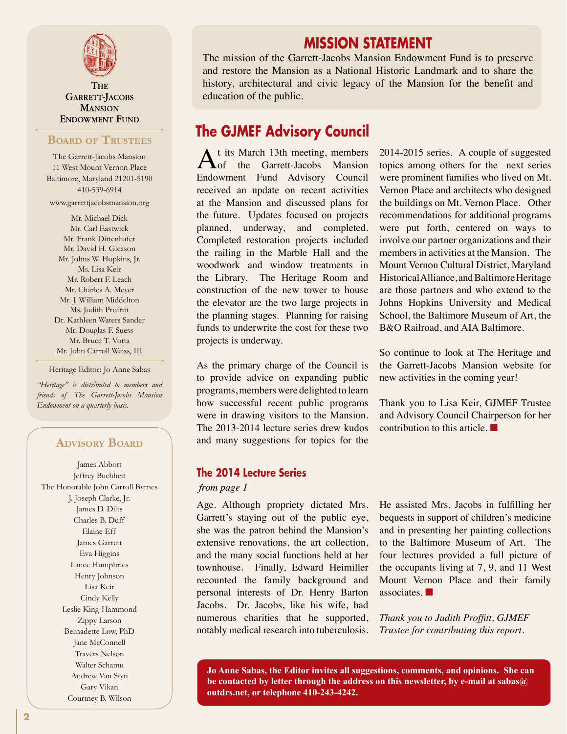## The Garrett-Jacobs Mansion Endowment Fund

### Board of Trustees

The Garrett-Jacobs Mansion
11 West Mount Vernon Place
Baltimore, Maryland 21201-5190
410-539-6914

www.garrettjacobsmansion.org

Mr. Michael Dick
Mr. Carl Eastwick
Mr. Frank Dittenhafer
Mr. David H. Gleason
Mr. Johns W. Hopkins, Jr.
Ms. Lisa Keir
Mr. Robert F. Leach
Mr. Charles A. Meyer
Mr. J. William Middelton
Ms. Judith Proffitt
Dr. Kathleen Waters Sander
Mr. Douglas F. Suess
Mr. Bruce T. Votta
Mr. John Carroll Weiss, III

Heritage Editor: Jo Anne Sabas

*"Heritage" is distributed to members and friends of The Garrett-Jacobs Mansion Endowment on a quarterly basis.*

### Advisory Board

James Abbott
Jeffrey Buchheit
The Honorable John Carroll Byrnes
J. Joseph Clarke, Jr.
James D. Dilts
Charles B. Duff
Elaine Eff
James Garrett
Eva Higgins
Lance Humphries
Henry Johnson
Lisa Keir
Cindy Kelly
Leslie King-Hammond
Zippy Larson
Bernadette Low, PhD
Jane McConnell
Travers Nelson
Walter Schamu
Andrew Van Styn
Gary Vikan
Courtney B. Wilson

## MISSION STATEMENT

The mission of the Garrett-Jacobs Mansion Endowment Fund is to preserve and restore the Mansion as a National Historic Landmark and to share the history, architectural and civic legacy of the Mansion for the benefit and education of the public.

## The GJMEF Advisory Council

At its March 13th meeting, members of the Garrett-Jacobs Mansion Endowment Fund Advisory Council received an update on recent activities at the Mansion and discussed plans for the future. Updates focused on projects planned, underway, and completed. Completed restoration projects included the railing in the Marble Hall and the woodwork and window treatments in the Library. The Heritage Room and construction of the new tower to house the elevator are the two large projects in the planning stages. Planning for raising funds to underwrite the cost for these two projects is underway.

As the primary charge of the Council is to provide advice on expanding public programs, members were delighted to learn how successful recent public programs were in drawing visitors to the Mansion. The 2013-2014 lecture series drew kudos and many suggestions for topics for the 2014-2015 series. A couple of suggested topics among others for the next series were prominent families who lived on Mt. Vernon Place and architects who designed the buildings on Mt. Vernon Place. Other recommendations for additional programs were put forth, centered on ways to involve our partner organizations and their members in activities at the Mansion. The Mount Vernon Cultural District, Maryland Historical Alliance, and Baltimore Heritage are those partners and who extend to the Johns Hopkins University and Medical School, the Baltimore Museum of Art, the B&O Railroad, and AIA Baltimore.

So continue to look at The Heritage and the Garrett-Jacobs Mansion website for new activities in the coming year!

Thank you to Lisa Keir, GJMEF Trustee and Advisory Council Chairperson for her contribution to this article. ■

### The 2014 Lecture Series

*from page 1*

Age. Although propriety dictated Mrs. Garrett's staying out of the public eye, she was the patron behind the Mansion's extensive renovations, the art collection, and the many social functions held at her townhouse. Finally, Edward Heimiller recounted the family background and personal interests of Dr. Henry Barton Jacobs. Dr. Jacobs, like his wife, had numerous charities that he supported, notably medical research into tuberculosis. He assisted Mrs. Jacobs in fulfilling her bequests in support of children's medicine and in presenting her painting collections to the Baltimore Museum of Art. The four lectures provided a full picture of the occupants living at 7, 9, and 11 West Mount Vernon Place and their family associates. ■

*Thank you to Judith Proffitt, GJMEF Trustee for contributing this report.*

**Jo Anne Sabas, the Editor invites all suggestions, comments, and opinions. She can be contacted by letter through the address on this newsletter, by e-mail at sabas@outdrs.net, or telephone 410-243-4242.**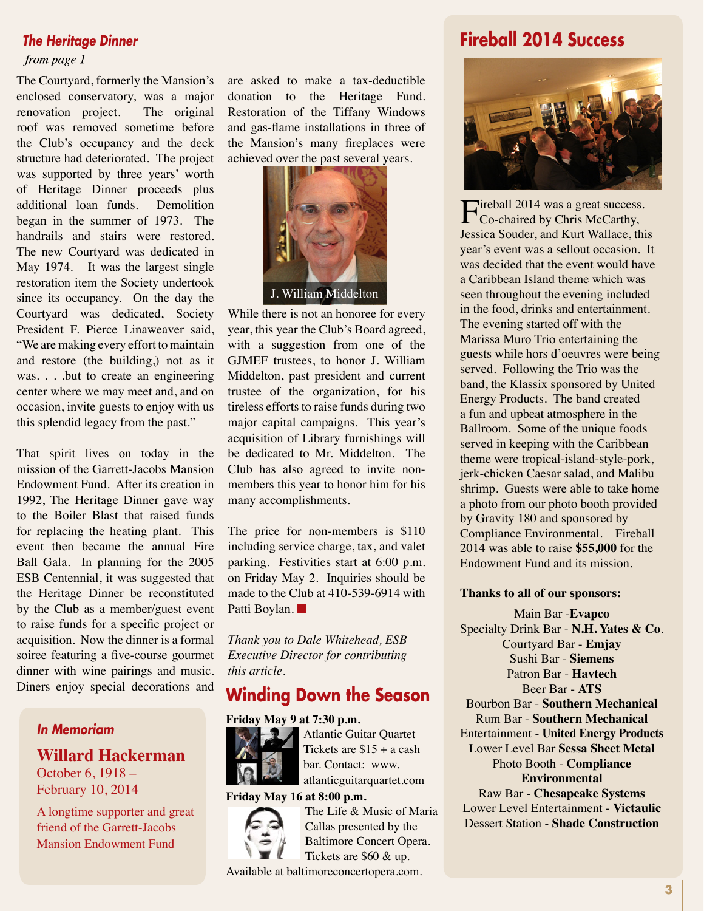## The Heritage Dinner

*from page 1*

The Courtyard, formerly the Mansion's enclosed conservatory, was a major renovation project. The original roof was removed sometime before the Club's occupancy and the deck structure had deteriorated. The project was supported by three years' worth of Heritage Dinner proceeds plus additional loan funds. Demolition began in the summer of 1973. The handrails and stairs were restored. The new Courtyard was dedicated in May 1974. It was the largest single restoration item the Society undertook since its occupancy. On the day the Courtyard was dedicated, Society President F. Pierce Linaweaver said, "We are making every effort to maintain and restore (the building,) not as it was. . . .but to create an engineering center where we may meet and, and on occasion, invite guests to enjoy with us this splendid legacy from the past."

That spirit lives on today in the mission of the Garrett-Jacobs Mansion Endowment Fund. After its creation in 1992, The Heritage Dinner gave way to the Boiler Blast that raised funds for replacing the heating plant. This event then became the annual Fire Ball Gala. In planning for the 2005 ESB Centennial, it was suggested that the Heritage Dinner be reconstituted by the Club as a member/guest event to raise funds for a specific project or acquisition. Now the dinner is a formal soiree featuring a five-course gourmet dinner with wine pairings and music. Diners enjoy special decorations and are asked to make a tax-deductible donation to the Heritage Fund. Restoration of the Tiffany Windows and gas-flame installations in three of the Mansion's many fireplaces were achieved over the past several years.

J. William Middelton

While there is not an honoree for every year, this year the Club's Board agreed, with a suggestion from one of the GJMEF trustees, to honor J. William Middelton, past president and current trustee of the organization, for his tireless efforts to raise funds during two major capital campaigns. This year's acquisition of Library furnishings will be dedicated to Mr. Middelton. The Club has also agreed to invite non-members this year to honor him for his many accomplishments.

The price for non-members is $110 including service charge, tax, and valet parking. Festivities start at 6:00 p.m. on Friday May 2. Inquiries should be made to the Club at 410-539-6914 with Patti Boylan. ■

*Thank you to Dale Whitehead, ESB Executive Director for contributing this article.*

### In Memoriam

**Willard Hackerman**
October 6, 1918 – February 10, 2014

A longtime supporter and great friend of the Garrett-Jacobs Mansion Endowment Fund

## Winding Down the Season

**Friday May 9 at 7:30 p.m.**
Atlantic Guitar Quartet
Tickets are $15 + a cash bar. Contact: www.atlanticguitarquartet.com

**Friday May 16 at 8:00 p.m.**
The Life & Music of Maria Callas presented by the Baltimore Concert Opera. Tickets are $60 & up. Available at baltimoreconcertopera.com.

## Fireball 2014 Success

Fireball 2014 was a great success. Co-chaired by Chris McCarthy, Jessica Souder, and Kurt Wallace, this year's event was a sellout occasion. It was decided that the event would have a Caribbean Island theme which was seen throughout the evening included in the food, drinks and entertainment. The evening started off with the Marissa Muro Trio entertaining the guests while hors d'oeuvres were being served. Following the Trio was the band, the Klassix sponsored by United Energy Products. The band created a fun and upbeat atmosphere in the Ballroom. Some of the unique foods served in keeping with the Caribbean theme were tropical-island-style-pork, jerk-chicken Caesar salad, and Malibu shrimp. Guests were able to take home a photo from our photo booth provided by Gravity 180 and sponsored by Compliance Environmental. Fireball 2014 was able to raise **$55,000** for the Endowment Fund and its mission.

**Thanks to all of our sponsors:**

Main Bar -**Evapco**
Specialty Drink Bar - **N.H. Yates & Co**.
Courtyard Bar - **Emjay**
Sushi Bar - **Siemens**
Patron Bar - **Havtech**
Beer Bar - **ATS**
Bourbon Bar - **Southern Mechanical**
Rum Bar - **Southern Mechanical**
Entertainment - **United Energy Products**
Lower Level Bar **Sessa Sheet Metal**
Photo Booth - **Compliance Environmental**
Raw Bar - **Chesapeake Systems**
Lower Level Entertainment - **Victaulic**
Dessert Station - **Shade Construction**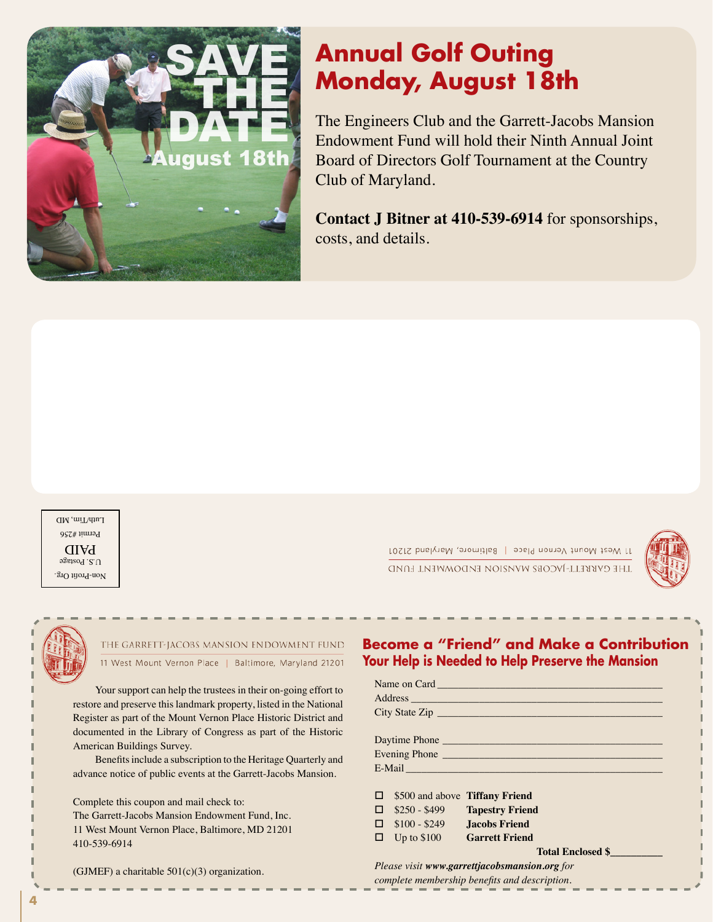SAVE THE DATE August 18th

## Annual Golf Outing Monday, August 18th

The Engineers Club and the Garrett-Jacobs Mansion Endowment Fund will hold their Ninth Annual Joint Board of Directors Golf Tournament at the Country Club of Maryland.

**Contact J Bitner at 410-539-6914** for sponsorships, costs, and details.

Non-Profit Org.
U.S. Postage
PAID
Permit #256
Luth/Tim, MD

THE GARRETT-JACOBS MANSION ENDOWMENT FUND
11 West Mount Vernon Place | Baltimore, Maryland 21201

---

THE GARRETT-JACOBS MANSION ENDOWMENT FUND
11 West Mount Vernon Place | Baltimore, Maryland 21201

Your support can help the trustees in their on-going effort to restore and preserve this landmark property, listed in the National Register as part of the Mount Vernon Place Historic District and documented in the Library of Congress as part of the Historic American Buildings Survey.

Benefits include a subscription to the Heritage Quarterly and advance notice of public events at the Garrett-Jacobs Mansion.

Complete this coupon and mail check to:
The Garrett-Jacobs Mansion Endowment Fund, Inc.
11 West Mount Vernon Place, Baltimore, MD 21201
410-539-6914

(GJMEF) a charitable 501(c)(3) organization.

## Become a "Friend" and Make a Contribution
### Your Help is Needed to Help Preserve the Mansion

Name on Card ___________________________________________
Address ________________________________________________
City State Zip ___________________________________________

Daytime Phone __________________________________________
Evening Phone __________________________________________
E-Mail _________________________________________________

- ☐ $500 and above **Tiffany Friend**
- ☐ $250 - $499 **Tapestry Friend**
- ☐ $100 - $249 **Jacobs Friend**
- ☐ Up to $100 **Garrett Friend**

**Total Enclosed $**_________

*Please visit **www.garrettjacobsmansion.org** for complete membership benefits and description.*